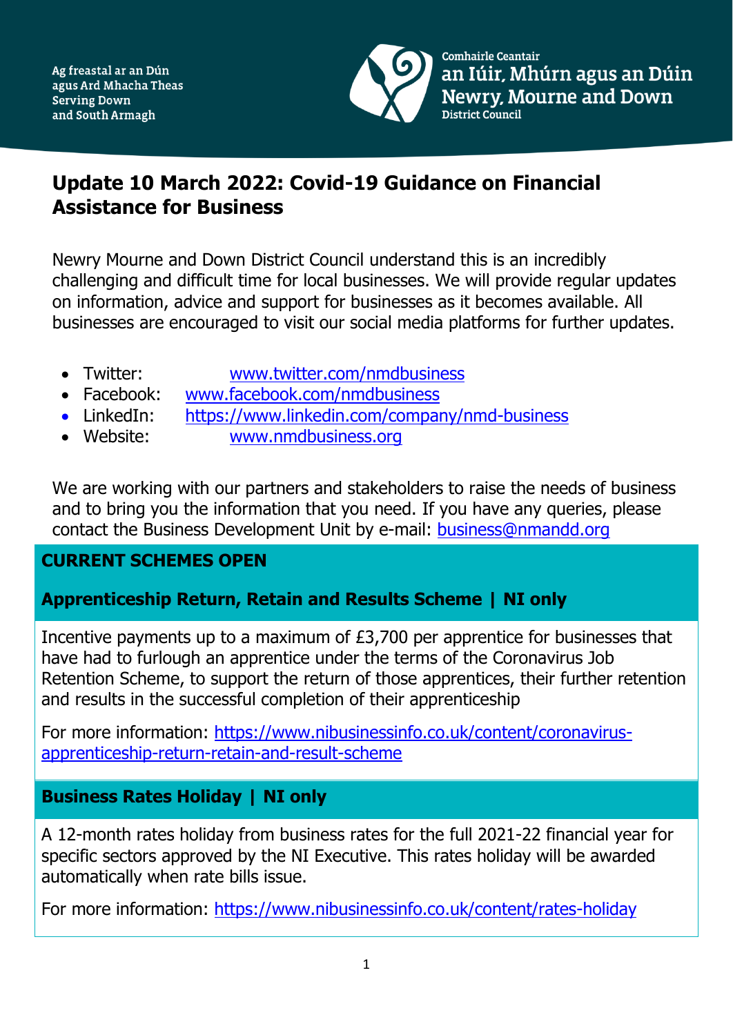Ag freastal ar an Dún agus Ard Mhacha Theas
Serving Down and South Armagh

Comhairle Ceantair
an Iúir, Mhúrn agus an Dúin
Newry, Mourne and Down
District Council

# Update 10 March 2022: Covid-19 Guidance on Financial Assistance for Business

Newry Mourne and Down District Council understand this is an incredibly challenging and difficult time for local businesses. We will provide regular updates on information, advice and support for businesses as it becomes available. All businesses are encouraged to visit our social media platforms for further updates.

- Twitter: www.twitter.com/nmdbusiness
- Facebook: www.facebook.com/nmdbusiness
- LinkedIn: https://www.linkedin.com/company/nmd-business
- Website: www.nmdbusiness.org

We are working with our partners and stakeholders to raise the needs of business and to bring you the information that you need. If you have any queries, please contact the Business Development Unit by e-mail: business@nmandd.org

## CURRENT SCHEMES OPEN

### Apprenticeship Return, Retain and Results Scheme | NI only

Incentive payments up to a maximum of £3,700 per apprentice for businesses that have had to furlough an apprentice under the terms of the Coronavirus Job Retention Scheme, to support the return of those apprentices, their further retention and results in the successful completion of their apprenticeship

For more information: https://www.nibusinessinfo.co.uk/content/coronavirus-apprenticeship-return-retain-and-result-scheme

### Business Rates Holiday | NI only

A 12-month rates holiday from business rates for the full 2021-22 financial year for specific sectors approved by the NI Executive. This rates holiday will be awarded automatically when rate bills issue.

For more information: https://www.nibusinessinfo.co.uk/content/rates-holiday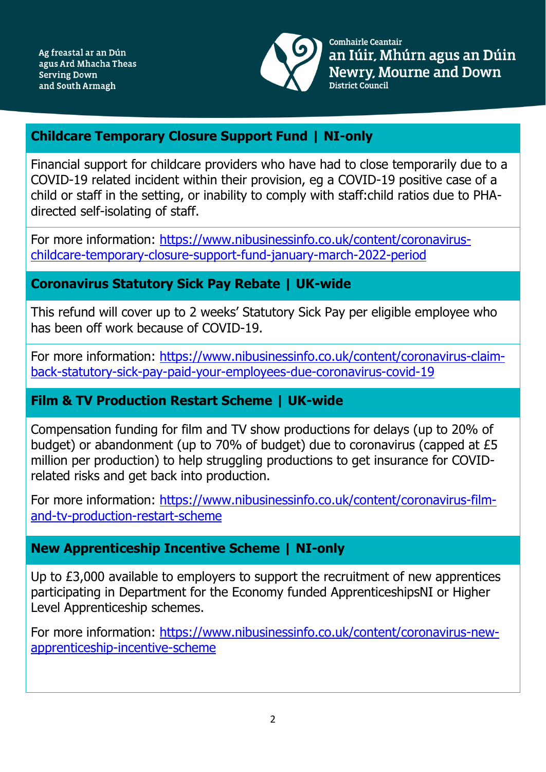## Childcare Temporary Closure Support Fund | NI-only

Financial support for childcare providers who have had to close temporarily due to a COVID-19 related incident within their provision, eg a COVID-19 positive case of a child or staff in the setting, or inability to comply with staff:child ratios due to PHA-directed self-isolating of staff.

For more information: https://www.nibusinessinfo.co.uk/content/coronavirus-childcare-temporary-closure-support-fund-january-march-2022-period

## Coronavirus Statutory Sick Pay Rebate | UK-wide

This refund will cover up to 2 weeks' Statutory Sick Pay per eligible employee who has been off work because of COVID-19.

For more information: https://www.nibusinessinfo.co.uk/content/coronavirus-claim-back-statutory-sick-pay-paid-your-employees-due-coronavirus-covid-19

## Film & TV Production Restart Scheme | UK-wide

Compensation funding for film and TV show productions for delays (up to 20% of budget) or abandonment (up to 70% of budget) due to coronavirus (capped at £5 million per production) to help struggling productions to get insurance for COVID-related risks and get back into production.

For more information: https://www.nibusinessinfo.co.uk/content/coronavirus-film-and-tv-production-restart-scheme

## New Apprenticeship Incentive Scheme | NI-only

Up to £3,000 available to employers to support the recruitment of new apprentices participating in Department for the Economy funded ApprenticeshipsNI or Higher Level Apprenticeship schemes.

For more information: https://www.nibusinessinfo.co.uk/content/coronavirus-new-apprenticeship-incentive-scheme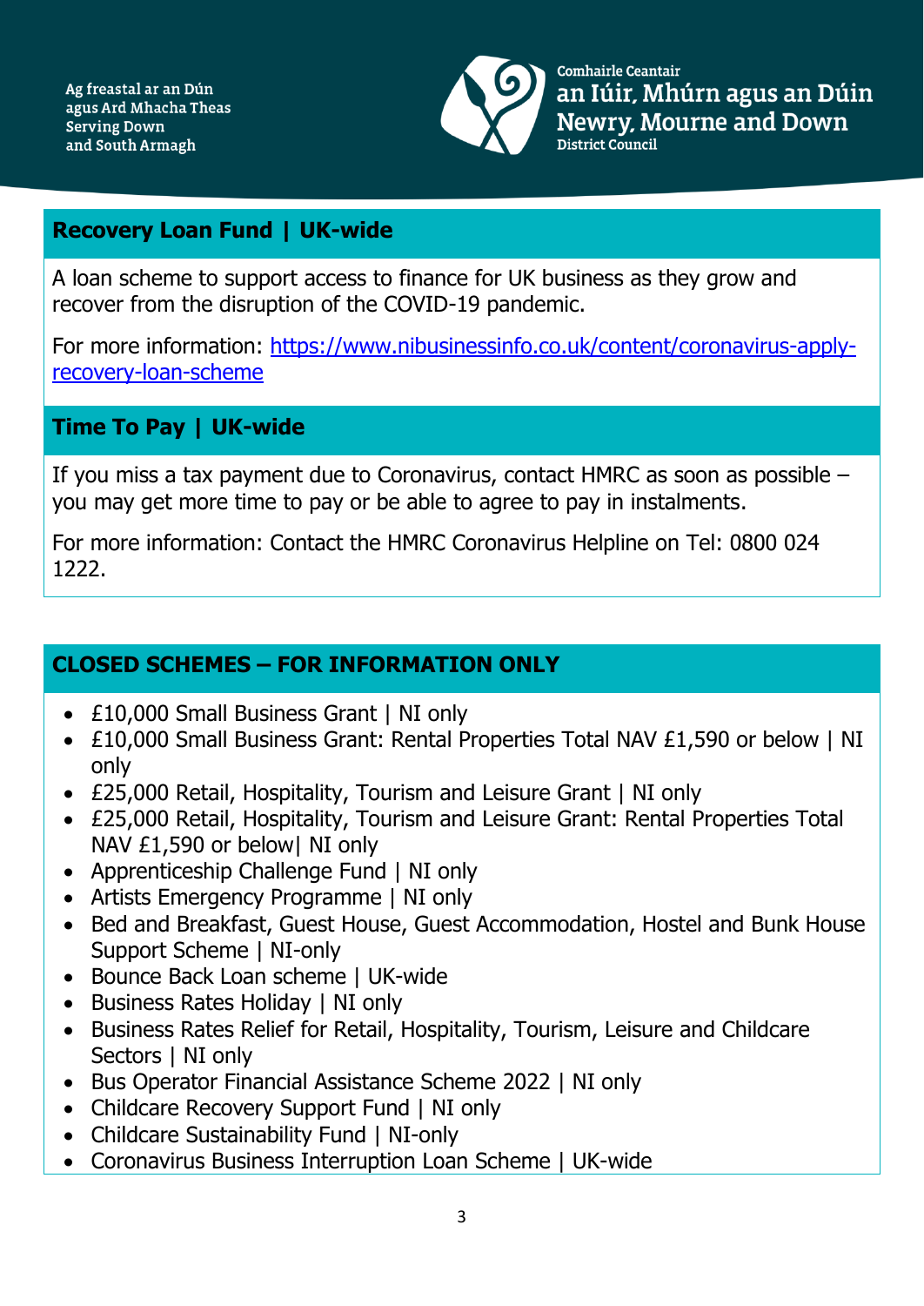## Recovery Loan Fund | UK-wide

A loan scheme to support access to finance for UK business as they grow and recover from the disruption of the COVID-19 pandemic.

For more information: [https://www.nibusinessinfo.co.uk/content/coronavirus-apply-recovery-loan-scheme](https://www.nibusinessinfo.co.uk/content/coronavirus-apply-recovery-loan-scheme)

## Time To Pay | UK-wide

If you miss a tax payment due to Coronavirus, contact HMRC as soon as possible – you may get more time to pay or be able to agree to pay in instalments.

For more information: Contact the HMRC Coronavirus Helpline on Tel: 0800 024 1222.

## CLOSED SCHEMES – FOR INFORMATION ONLY

- £10,000 Small Business Grant | NI only
- £10,000 Small Business Grant: Rental Properties Total NAV £1,590 or below | NI only
- £25,000 Retail, Hospitality, Tourism and Leisure Grant | NI only
- £25,000 Retail, Hospitality, Tourism and Leisure Grant: Rental Properties Total NAV £1,590 or below| NI only
- Apprenticeship Challenge Fund | NI only
- Artists Emergency Programme | NI only
- Bed and Breakfast, Guest House, Guest Accommodation, Hostel and Bunk House Support Scheme | NI-only
- Bounce Back Loan scheme | UK-wide
- Business Rates Holiday | NI only
- Business Rates Relief for Retail, Hospitality, Tourism, Leisure and Childcare Sectors | NI only
- Bus Operator Financial Assistance Scheme 2022 | NI only
- Childcare Recovery Support Fund | NI only
- Childcare Sustainability Fund | NI-only
- Coronavirus Business Interruption Loan Scheme | UK-wide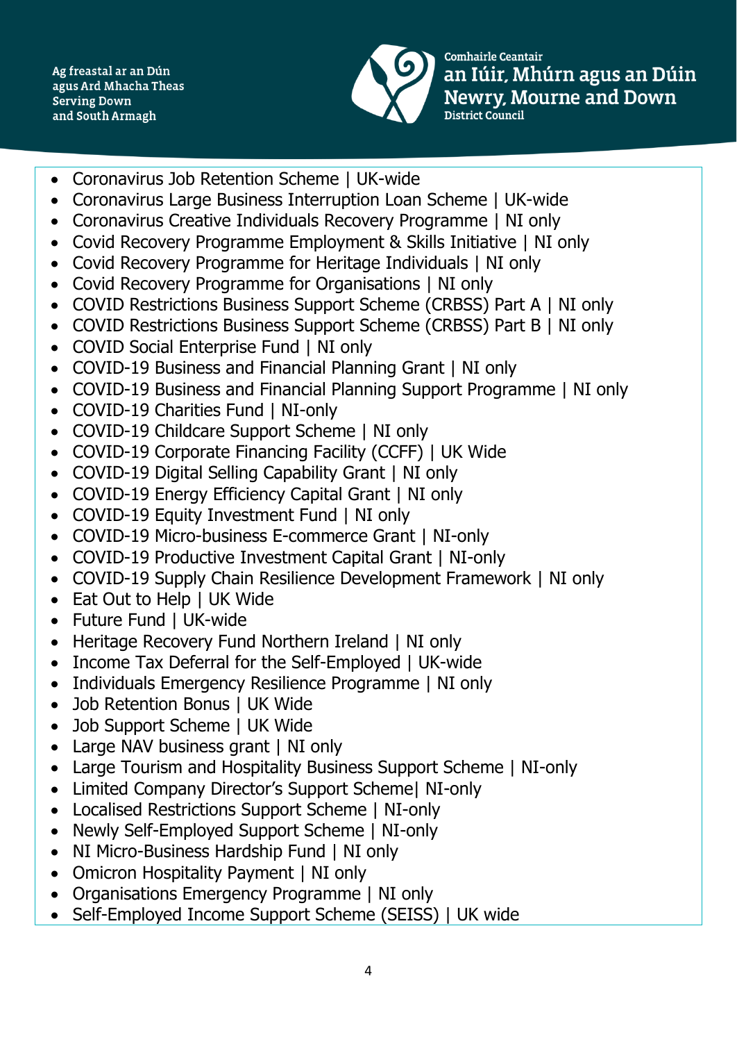- Coronavirus Job Retention Scheme | UK-wide
- Coronavirus Large Business Interruption Loan Scheme | UK-wide
- Coronavirus Creative Individuals Recovery Programme | NI only
- Covid Recovery Programme Employment & Skills Initiative | NI only
- Covid Recovery Programme for Heritage Individuals | NI only
- Covid Recovery Programme for Organisations | NI only
- COVID Restrictions Business Support Scheme (CRBSS) Part A | NI only
- COVID Restrictions Business Support Scheme (CRBSS) Part B | NI only
- COVID Social Enterprise Fund | NI only
- COVID-19 Business and Financial Planning Grant | NI only
- COVID-19 Business and Financial Planning Support Programme | NI only
- COVID-19 Charities Fund | NI-only
- COVID-19 Childcare Support Scheme | NI only
- COVID-19 Corporate Financing Facility (CCFF) | UK Wide
- COVID-19 Digital Selling Capability Grant | NI only
- COVID-19 Energy Efficiency Capital Grant | NI only
- COVID-19 Equity Investment Fund | NI only
- COVID-19 Micro-business E-commerce Grant | NI-only
- COVID-19 Productive Investment Capital Grant | NI-only
- COVID-19 Supply Chain Resilience Development Framework | NI only
- Eat Out to Help | UK Wide
- Future Fund | UK-wide
- Heritage Recovery Fund Northern Ireland | NI only
- Income Tax Deferral for the Self-Employed | UK-wide
- Individuals Emergency Resilience Programme | NI only
- Job Retention Bonus | UK Wide
- Job Support Scheme | UK Wide
- Large NAV business grant | NI only
- Large Tourism and Hospitality Business Support Scheme | NI-only
- Limited Company Director's Support Scheme| NI-only
- Localised Restrictions Support Scheme | NI-only
- Newly Self-Employed Support Scheme | NI-only
- NI Micro-Business Hardship Fund | NI only
- Omicron Hospitality Payment | NI only
- Organisations Emergency Programme | NI only
- Self-Employed Income Support Scheme (SEISS) | UK wide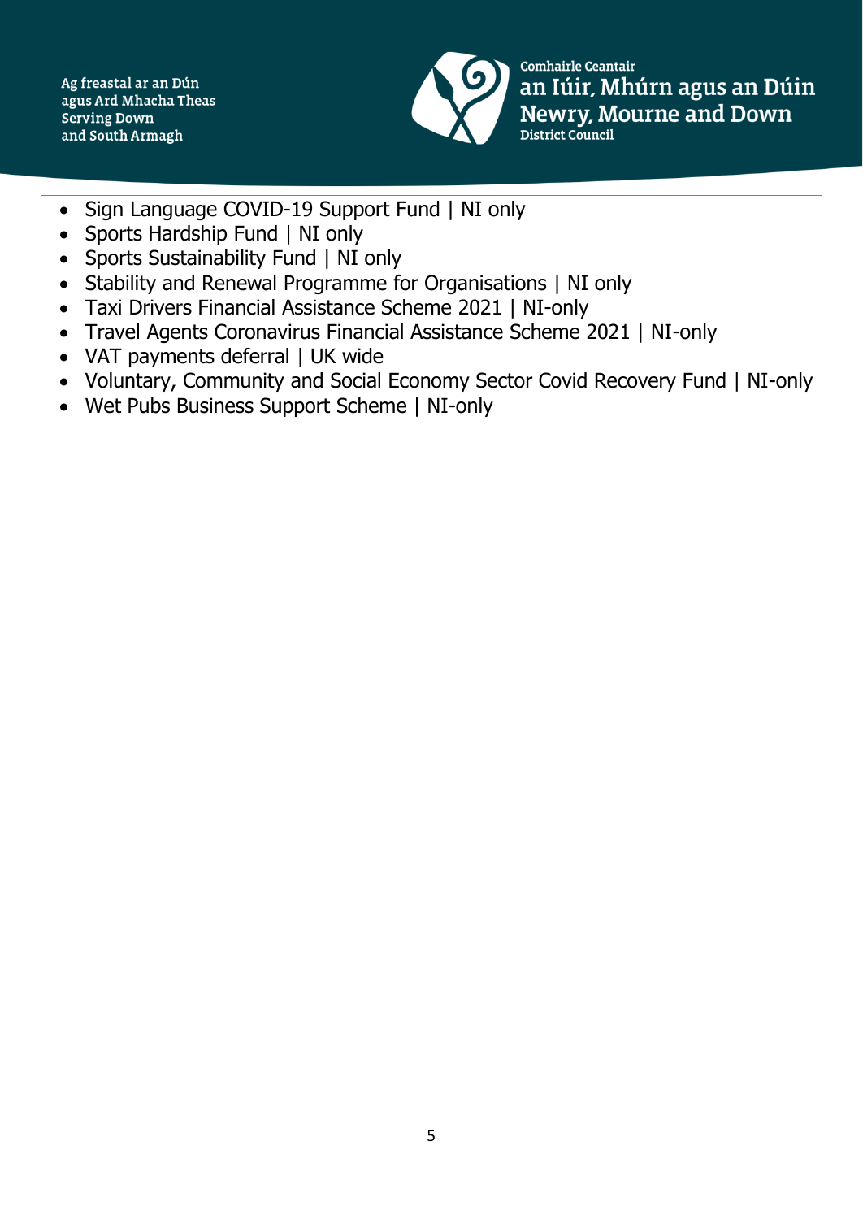- Sign Language COVID-19 Support Fund | NI only
- Sports Hardship Fund | NI only
- Sports Sustainability Fund | NI only
- Stability and Renewal Programme for Organisations | NI only
- Taxi Drivers Financial Assistance Scheme 2021 | NI-only
- Travel Agents Coronavirus Financial Assistance Scheme 2021 | NI-only
- VAT payments deferral | UK wide
- Voluntary, Community and Social Economy Sector Covid Recovery Fund | NI-only
- Wet Pubs Business Support Scheme | NI-only